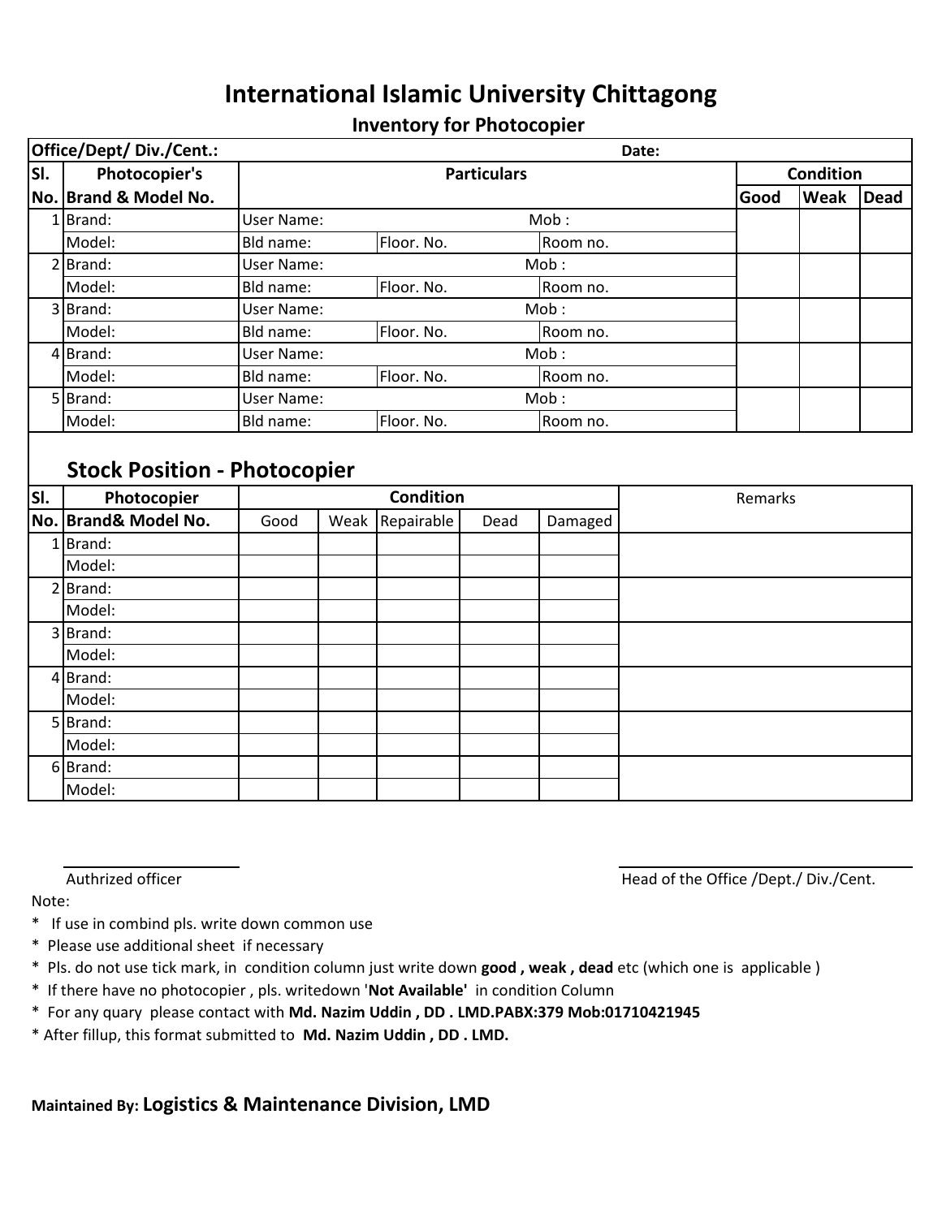# International Islamic University Chittagong

## Inventory for Photocopier

| Office/Dept/ Div./Cent.: | | | | Date: | | | |
|---|---|---|---|---|---|---|---|
| **Sl. No.** | **Photocopier's Brand & Model No.** | **Particulars** | | | **Condition** | | |
| | | | | | **Good** | **Weak** | **Dead** |
| 1 | Brand: | User Name: | | Mob : | | | |
| | Model: | Bld name: | Floor. No. | Room no. | | | |
| 2 | Brand: | User Name: | | Mob : | | | |
| | Model: | Bld name: | Floor. No. | Room no. | | | |
| 3 | Brand: | User Name: | | Mob : | | | |
| | Model: | Bld name: | Floor. No. | Room no. | | | |
| 4 | Brand: | User Name: | | Mob : | | | |
| | Model: | Bld name: | Floor. No. | Room no. | | | |
| 5 | Brand: | User Name: | | Mob : | | | |
| | Model: | Bld name: | Floor. No. | Room no. | | | |

## Stock Position - Photocopier

| **Sl. No.** | **Photocopier Brand& Model No.** | **Condition** | | | | | Remarks |
|---|---|---|---|---|---|---|---|
| | | Good | Weak | Repairable | Dead | Damaged | |
| 1 | Brand: | | | | | | |
| | Model: | | | | | | |
| 2 | Brand: | | | | | | |
| | Model: | | | | | | |
| 3 | Brand: | | | | | | |
| | Model: | | | | | | |
| 4 | Brand: | | | | | | |
| | Model: | | | | | | |
| 5 | Brand: | | | | | | |
| | Model: | | | | | | |
| 6 | Brand: | | | | | | |
| | Model: | | | | | | |

Authrized officer

Head of the Office /Dept./ Div./Cent.

Note:

* If use in combind pls. write down common use
* Please use additional sheet if necessary
* Pls. do not use tick mark, in condition column just write down **good , weak , dead** etc (which one is applicable )
* If there have no photocopier , pls. writedown '**Not Available'** in condition Column
* For any quary please contact with **Md. Nazim Uddin , DD . LMD.PABX:379 Mob:01710421945**
* After fillup, this format submitted to **Md. Nazim Uddin , DD . LMD.**

**Maintained By: Logistics & Maintenance Division, LMD**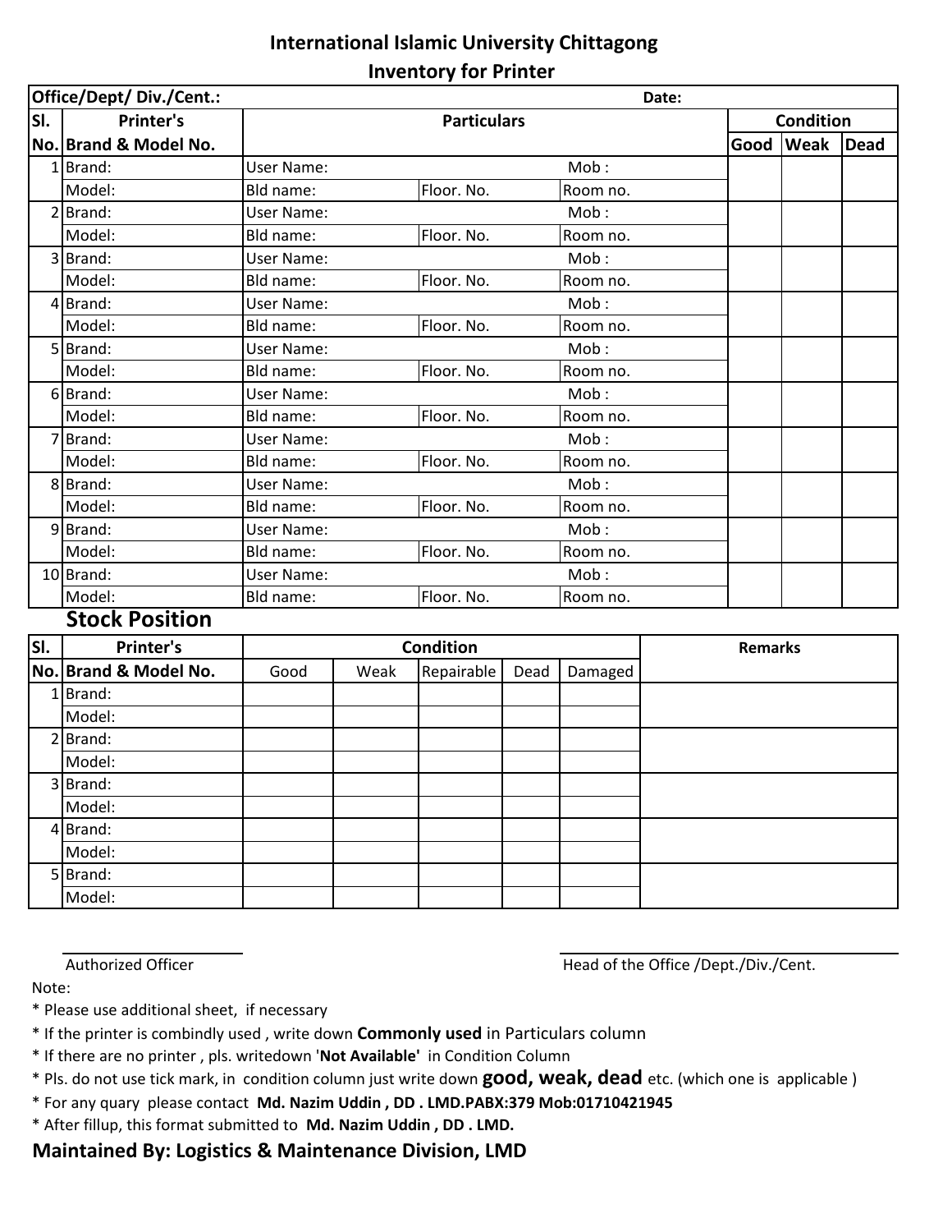# International Islamic University Chittagong

## Inventory for Printer

| Office/Dept/ Div./Cent.: | | | | Date: | | |
|---|---|---|---|---|---|---|
| **Sl. No.** | **Printer's Brand & Model No.** | **Particulars** | | | **Condition** | | |

| Sl. No. | Printer's Brand & Model No. | Particulars | | | Good | Weak | Dead |
|---|---|---|---|---|---|---|---|
| 1 | Brand: | User Name: | | Mob : | | | |
| | Model: | Bld name: | Floor. No. | Room no. | | | |
| 2 | Brand: | User Name: | | Mob : | | | |
| | Model: | Bld name: | Floor. No. | Room no. | | | |
| 3 | Brand: | User Name: | | Mob : | | | |
| | Model: | Bld name: | Floor. No. | Room no. | | | |
| 4 | Brand: | User Name: | | Mob : | | | |
| | Model: | Bld name: | Floor. No. | Room no. | | | |
| 5 | Brand: | User Name: | | Mob : | | | |
| | Model: | Bld name: | Floor. No. | Room no. | | | |
| 6 | Brand: | User Name: | | Mob : | | | |
| | Model: | Bld name: | Floor. No. | Room no. | | | |
| 7 | Brand: | User Name: | | Mob : | | | |
| | Model: | Bld name: | Floor. No. | Room no. | | | |
| 8 | Brand: | User Name: | | Mob : | | | |
| | Model: | Bld name: | Floor. No. | Room no. | | | |
| 9 | Brand: | User Name: | | Mob : | | | |
| | Model: | Bld name: | Floor. No. | Room no. | | | |
| 10 | Brand: | User Name: | | Mob : | | | |
| | Model: | Bld name: | Floor. No. | Room no. | | | |

## Stock Position

| Sl. No. | Printer's Brand & Model No. | Condition | | | | | Remarks |
|---|---|---|---|---|---|---|---|
| | | Good | Weak | Repairable | Dead | Damaged | |
| 1 | Brand: | | | | | | |
| | Model: | | | | | | |
| 2 | Brand: | | | | | | |
| | Model: | | | | | | |
| 3 | Brand: | | | | | | |
| | Model: | | | | | | |
| 4 | Brand: | | | | | | |
| | Model: | | | | | | |
| 5 | Brand: | | | | | | |
| | Model: | | | | | | |

Authorized Officer

Head of the Office /Dept./Div./Cent.

Note:

* Please use additional sheet, if necessary
* If the printer is combindly used , write down **Commonly used** in Particulars column
* If there are no printer , pls. writedown '**Not Available'** in Condition Column
* Pls. do not use tick mark, in condition column just write down **good, weak, dead** etc. (which one is applicable )
* For any quary please contact **Md. Nazim Uddin , DD . LMD.PABX:379 Mob:01710421945**
* After fillup, this format submitted to **Md. Nazim Uddin , DD . LMD.**

**Maintained By: Logistics & Maintenance Division, LMD**